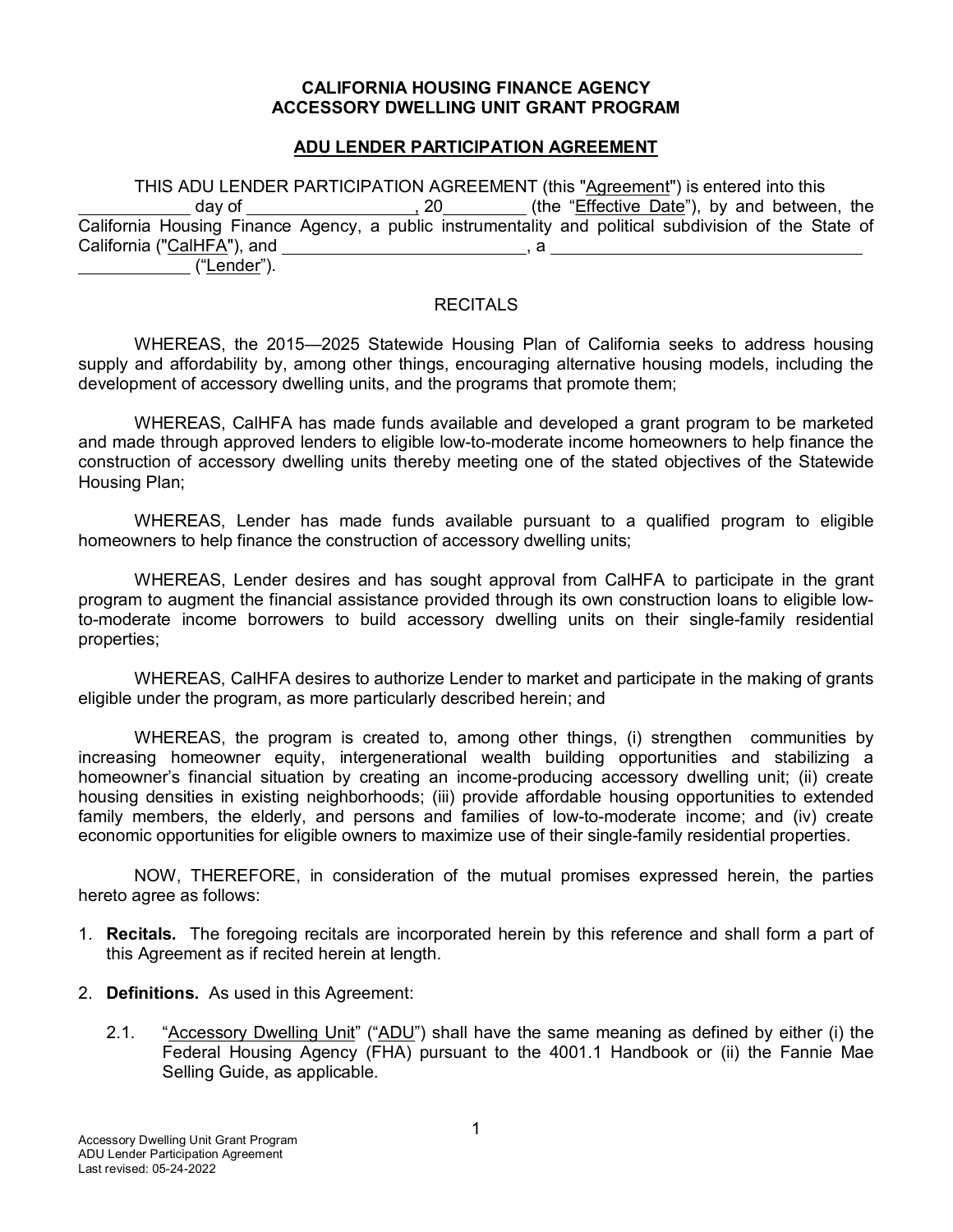**CALIFORNIA HOUSING FINANCE AGENCY**
**ACCESSORY DWELLING UNIT GRANT PROGRAM**

**ADU LENDER PARTICIPATION AGREEMENT**

THIS ADU LENDER PARTICIPATION AGREEMENT (this "Agreement") is entered into this ___________ day of _________________, 20________ (the "Effective Date"), by and between, the California Housing Finance Agency, a public instrumentality and political subdivision of the State of California ("CalHFA"), and __________________________, a ___________________________________ ____________ ("Lender").

RECITALS

WHEREAS, the 2015—2025 Statewide Housing Plan of California seeks to address housing supply and affordability by, among other things, encouraging alternative housing models, including the development of accessory dwelling units, and the programs that promote them;

WHEREAS, CalHFA has made funds available and developed a grant program to be marketed and made through approved lenders to eligible low-to-moderate income homeowners to help finance the construction of accessory dwelling units thereby meeting one of the stated objectives of the Statewide Housing Plan;

WHEREAS, Lender has made funds available pursuant to a qualified program to eligible homeowners to help finance the construction of accessory dwelling units;

WHEREAS, Lender desires and has sought approval from CalHFA to participate in the grant program to augment the financial assistance provided through its own construction loans to eligible low-to-moderate income borrowers to build accessory dwelling units on their single-family residential properties;

WHEREAS, CalHFA desires to authorize Lender to market and participate in the making of grants eligible under the program, as more particularly described herein; and

WHEREAS, the program is created to, among other things, (i) strengthen communities by increasing homeowner equity, intergenerational wealth building opportunities and stabilizing a homeowner's financial situation by creating an income-producing accessory dwelling unit; (ii) create housing densities in existing neighborhoods; (iii) provide affordable housing opportunities to extended family members, the elderly, and persons and families of low-to-moderate income; and (iv) create economic opportunities for eligible owners to maximize use of their single-family residential properties.

NOW, THEREFORE, in consideration of the mutual promises expressed herein, the parties hereto agree as follows:

1. **Recitals.** The foregoing recitals are incorporated herein by this reference and shall form a part of this Agreement as if recited herein at length.

2. **Definitions.** As used in this Agreement:

   2.1. "Accessory Dwelling Unit" ("ADU") shall have the same meaning as defined by either (i) the Federal Housing Agency (FHA) pursuant to the 4001.1 Handbook or (ii) the Fannie Mae Selling Guide, as applicable.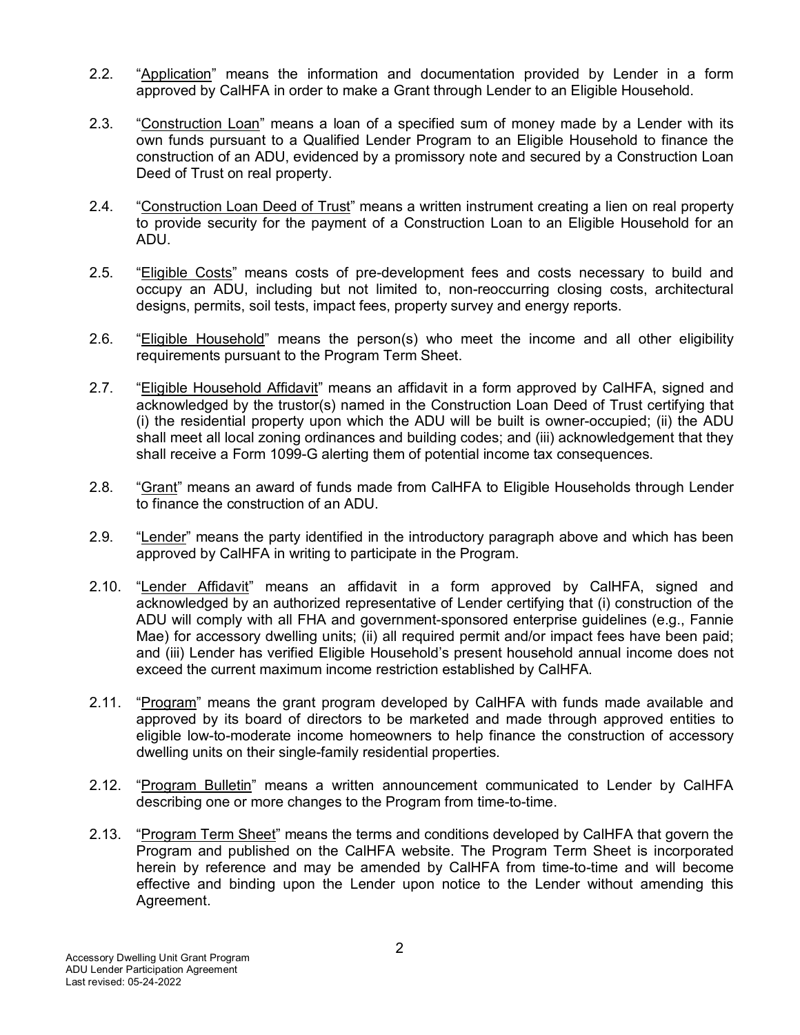2.2. "<u>Application</u>" means the information and documentation provided by Lender in a form approved by CalHFA in order to make a Grant through Lender to an Eligible Household.

2.3. "<u>Construction Loan</u>" means a loan of a specified sum of money made by a Lender with its own funds pursuant to a Qualified Lender Program to an Eligible Household to finance the construction of an ADU, evidenced by a promissory note and secured by a Construction Loan Deed of Trust on real property.

2.4. "<u>Construction Loan Deed of Trust</u>" means a written instrument creating a lien on real property to provide security for the payment of a Construction Loan to an Eligible Household for an ADU.

2.5. "<u>Eligible Costs</u>" means costs of pre-development fees and costs necessary to build and occupy an ADU, including but not limited to, non-reoccurring closing costs, architectural designs, permits, soil tests, impact fees, property survey and energy reports.

2.6. "<u>Eligible Household</u>" means the person(s) who meet the income and all other eligibility requirements pursuant to the Program Term Sheet.

2.7. "<u>Eligible Household Affidavit</u>" means an affidavit in a form approved by CalHFA, signed and acknowledged by the trustor(s) named in the Construction Loan Deed of Trust certifying that (i) the residential property upon which the ADU will be built is owner-occupied; (ii) the ADU shall meet all local zoning ordinances and building codes; and (iii) acknowledgement that they shall receive a Form 1099-G alerting them of potential income tax consequences.

2.8. "<u>Grant</u>" means an award of funds made from CalHFA to Eligible Households through Lender to finance the construction of an ADU.

2.9. "<u>Lender</u>" means the party identified in the introductory paragraph above and which has been approved by CalHFA in writing to participate in the Program.

2.10. "<u>Lender Affidavit</u>" means an affidavit in a form approved by CalHFA, signed and acknowledged by an authorized representative of Lender certifying that (i) construction of the ADU will comply with all FHA and government-sponsored enterprise guidelines (e.g., Fannie Mae) for accessory dwelling units; (ii) all required permit and/or impact fees have been paid; and (iii) Lender has verified Eligible Household's present household annual income does not exceed the current maximum income restriction established by CalHFA.

2.11. "<u>Program</u>" means the grant program developed by CalHFA with funds made available and approved by its board of directors to be marketed and made through approved entities to eligible low-to-moderate income homeowners to help finance the construction of accessory dwelling units on their single-family residential properties.

2.12. "<u>Program Bulletin</u>" means a written announcement communicated to Lender by CalHFA describing one or more changes to the Program from time-to-time.

2.13. "<u>Program Term Sheet</u>" means the terms and conditions developed by CalHFA that govern the Program and published on the CalHFA website. The Program Term Sheet is incorporated herein by reference and may be amended by CalHFA from time-to-time and will become effective and binding upon the Lender upon notice to the Lender without amending this Agreement.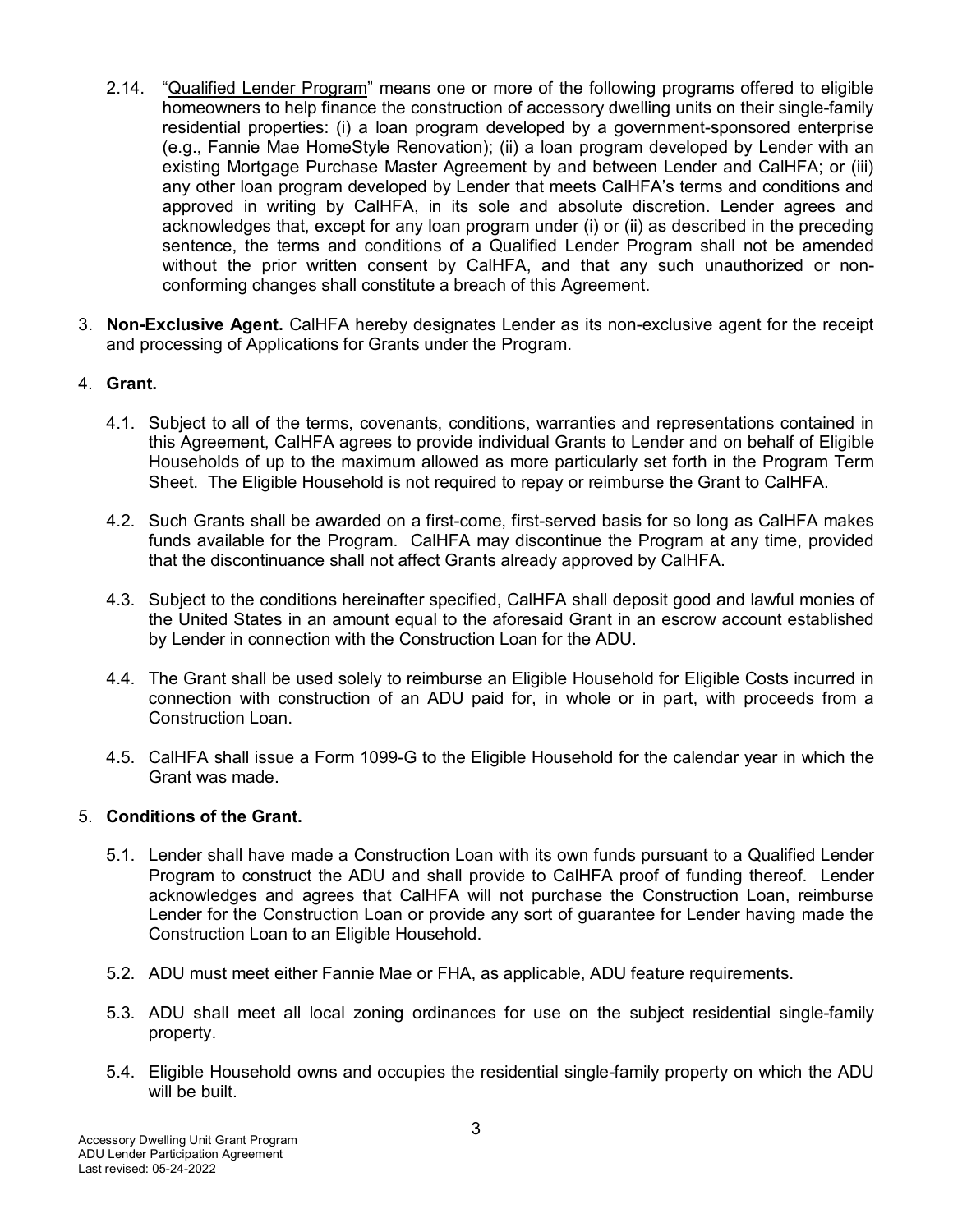2.14. "<u>Qualified Lender Program</u>" means one or more of the following programs offered to eligible homeowners to help finance the construction of accessory dwelling units on their single-family residential properties: (i) a loan program developed by a government-sponsored enterprise (e.g., Fannie Mae HomeStyle Renovation); (ii) a loan program developed by Lender with an existing Mortgage Purchase Master Agreement by and between Lender and CalHFA; or (iii) any other loan program developed by Lender that meets CalHFA's terms and conditions and approved in writing by CalHFA, in its sole and absolute discretion. Lender agrees and acknowledges that, except for any loan program under (i) or (ii) as described in the preceding sentence, the terms and conditions of a Qualified Lender Program shall not be amended without the prior written consent by CalHFA, and that any such unauthorized or non-conforming changes shall constitute a breach of this Agreement.

3. **Non-Exclusive Agent.** CalHFA hereby designates Lender as its non-exclusive agent for the receipt and processing of Applications for Grants under the Program.

4. **Grant.**

4.1. Subject to all of the terms, covenants, conditions, warranties and representations contained in this Agreement, CalHFA agrees to provide individual Grants to Lender and on behalf of Eligible Households of up to the maximum allowed as more particularly set forth in the Program Term Sheet. The Eligible Household is not required to repay or reimburse the Grant to CalHFA.

4.2. Such Grants shall be awarded on a first-come, first-served basis for so long as CalHFA makes funds available for the Program. CalHFA may discontinue the Program at any time, provided that the discontinuance shall not affect Grants already approved by CalHFA.

4.3. Subject to the conditions hereinafter specified, CalHFA shall deposit good and lawful monies of the United States in an amount equal to the aforesaid Grant in an escrow account established by Lender in connection with the Construction Loan for the ADU.

4.4. The Grant shall be used solely to reimburse an Eligible Household for Eligible Costs incurred in connection with construction of an ADU paid for, in whole or in part, with proceeds from a Construction Loan.

4.5. CalHFA shall issue a Form 1099-G to the Eligible Household for the calendar year in which the Grant was made.

5. **Conditions of the Grant.**

5.1. Lender shall have made a Construction Loan with its own funds pursuant to a Qualified Lender Program to construct the ADU and shall provide to CalHFA proof of funding thereof. Lender acknowledges and agrees that CalHFA will not purchase the Construction Loan, reimburse Lender for the Construction Loan or provide any sort of guarantee for Lender having made the Construction Loan to an Eligible Household.

5.2. ADU must meet either Fannie Mae or FHA, as applicable, ADU feature requirements.

5.3. ADU shall meet all local zoning ordinances for use on the subject residential single-family property.

5.4. Eligible Household owns and occupies the residential single-family property on which the ADU will be built.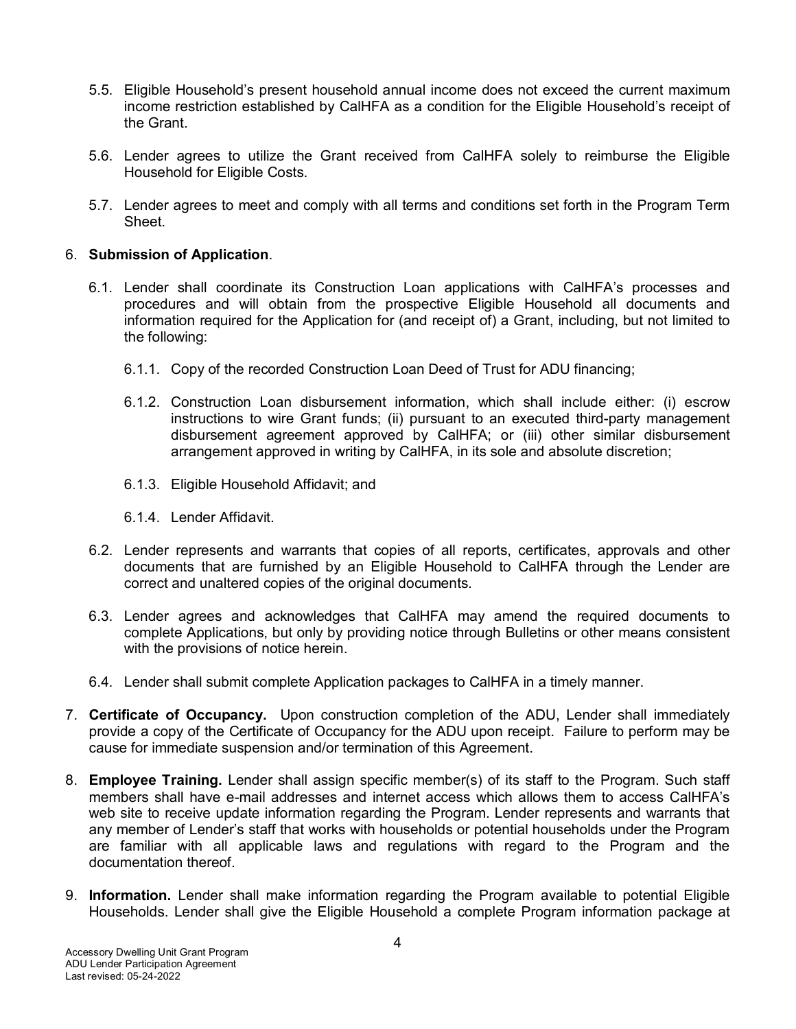5.5. Eligible Household's present household annual income does not exceed the current maximum income restriction established by CalHFA as a condition for the Eligible Household's receipt of the Grant.

5.6. Lender agrees to utilize the Grant received from CalHFA solely to reimburse the Eligible Household for Eligible Costs.

5.7. Lender agrees to meet and comply with all terms and conditions set forth in the Program Term Sheet.

6. **Submission of Application**.

6.1. Lender shall coordinate its Construction Loan applications with CalHFA's processes and procedures and will obtain from the prospective Eligible Household all documents and information required for the Application for (and receipt of) a Grant, including, but not limited to the following:

6.1.1. Copy of the recorded Construction Loan Deed of Trust for ADU financing;

6.1.2. Construction Loan disbursement information, which shall include either: (i) escrow instructions to wire Grant funds; (ii) pursuant to an executed third-party management disbursement agreement approved by CalHFA; or (iii) other similar disbursement arrangement approved in writing by CalHFA, in its sole and absolute discretion;

6.1.3. Eligible Household Affidavit; and

6.1.4. Lender Affidavit.

6.2. Lender represents and warrants that copies of all reports, certificates, approvals and other documents that are furnished by an Eligible Household to CalHFA through the Lender are correct and unaltered copies of the original documents.

6.3. Lender agrees and acknowledges that CalHFA may amend the required documents to complete Applications, but only by providing notice through Bulletins or other means consistent with the provisions of notice herein.

6.4. Lender shall submit complete Application packages to CalHFA in a timely manner.

7. **Certificate of Occupancy.** Upon construction completion of the ADU, Lender shall immediately provide a copy of the Certificate of Occupancy for the ADU upon receipt. Failure to perform may be cause for immediate suspension and/or termination of this Agreement.

8. **Employee Training.** Lender shall assign specific member(s) of its staff to the Program. Such staff members shall have e-mail addresses and internet access which allows them to access CalHFA's web site to receive update information regarding the Program. Lender represents and warrants that any member of Lender's staff that works with households or potential households under the Program are familiar with all applicable laws and regulations with regard to the Program and the documentation thereof.

9. **Information.** Lender shall make information regarding the Program available to potential Eligible Households. Lender shall give the Eligible Household a complete Program information package at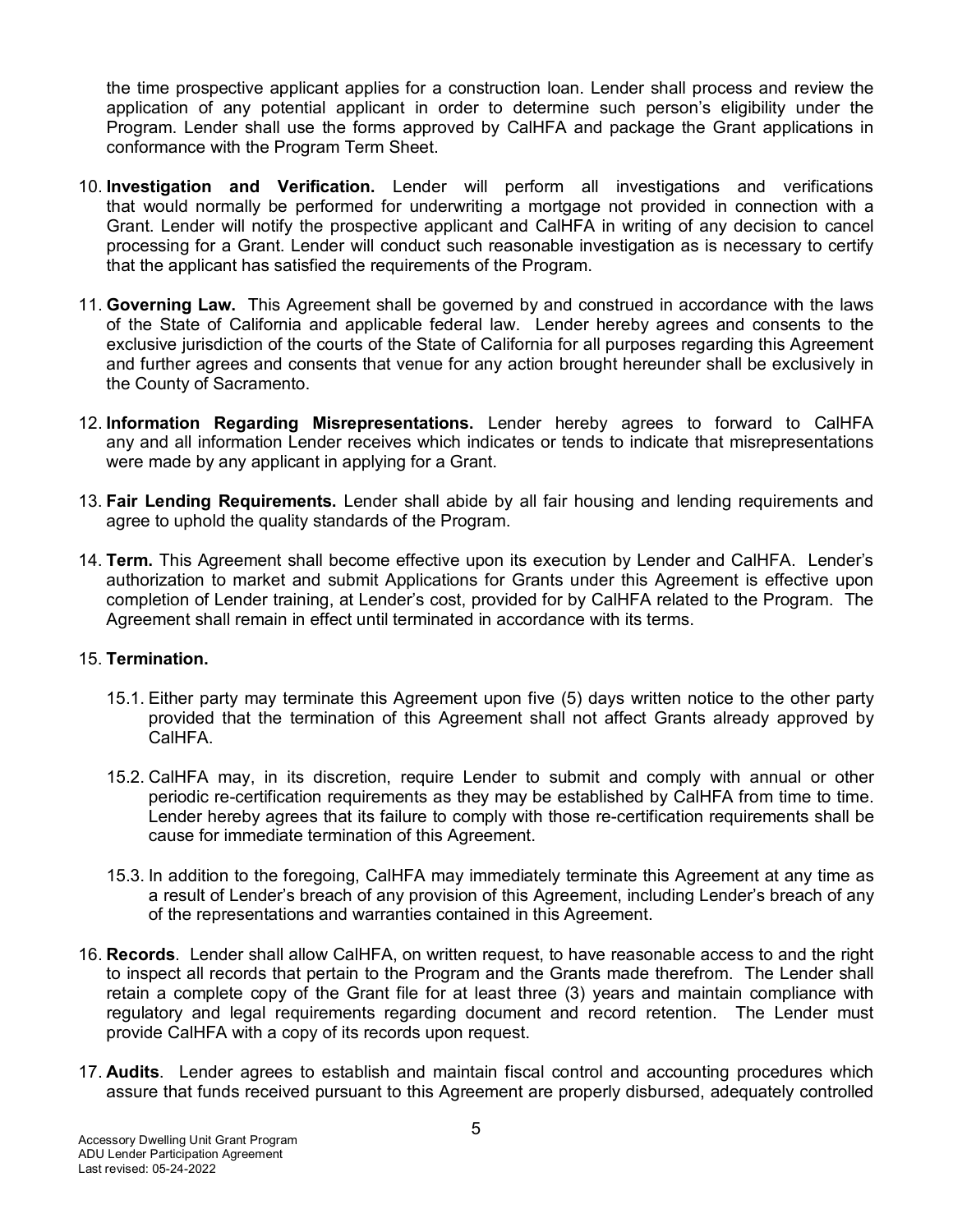the time prospective applicant applies for a construction loan. Lender shall process and review the application of any potential applicant in order to determine such person's eligibility under the Program. Lender shall use the forms approved by CalHFA and package the Grant applications in conformance with the Program Term Sheet.

10. **Investigation and Verification.** Lender will perform all investigations and verifications that would normally be performed for underwriting a mortgage not provided in connection with a Grant. Lender will notify the prospective applicant and CalHFA in writing of any decision to cancel processing for a Grant. Lender will conduct such reasonable investigation as is necessary to certify that the applicant has satisfied the requirements of the Program.

11. **Governing Law.** This Agreement shall be governed by and construed in accordance with the laws of the State of California and applicable federal law. Lender hereby agrees and consents to the exclusive jurisdiction of the courts of the State of California for all purposes regarding this Agreement and further agrees and consents that venue for any action brought hereunder shall be exclusively in the County of Sacramento.

12. **Information Regarding Misrepresentations.** Lender hereby agrees to forward to CalHFA any and all information Lender receives which indicates or tends to indicate that misrepresentations were made by any applicant in applying for a Grant.

13. **Fair Lending Requirements.** Lender shall abide by all fair housing and lending requirements and agree to uphold the quality standards of the Program.

14. **Term.** This Agreement shall become effective upon its execution by Lender and CalHFA. Lender's authorization to market and submit Applications for Grants under this Agreement is effective upon completion of Lender training, at Lender's cost, provided for by CalHFA related to the Program. The Agreement shall remain in effect until terminated in accordance with its terms.

15. **Termination.**

    15.1. Either party may terminate this Agreement upon five (5) days written notice to the other party provided that the termination of this Agreement shall not affect Grants already approved by CalHFA.

    15.2. CalHFA may, in its discretion, require Lender to submit and comply with annual or other periodic re-certification requirements as they may be established by CalHFA from time to time. Lender hereby agrees that its failure to comply with those re-certification requirements shall be cause for immediate termination of this Agreement.

    15.3. In addition to the foregoing, CalHFA may immediately terminate this Agreement at any time as a result of Lender's breach of any provision of this Agreement, including Lender's breach of any of the representations and warranties contained in this Agreement.

16. **Records**. Lender shall allow CalHFA, on written request, to have reasonable access to and the right to inspect all records that pertain to the Program and the Grants made therefrom. The Lender shall retain a complete copy of the Grant file for at least three (3) years and maintain compliance with regulatory and legal requirements regarding document and record retention. The Lender must provide CalHFA with a copy of its records upon request.

17. **Audits**. Lender agrees to establish and maintain fiscal control and accounting procedures which assure that funds received pursuant to this Agreement are properly disbursed, adequately controlled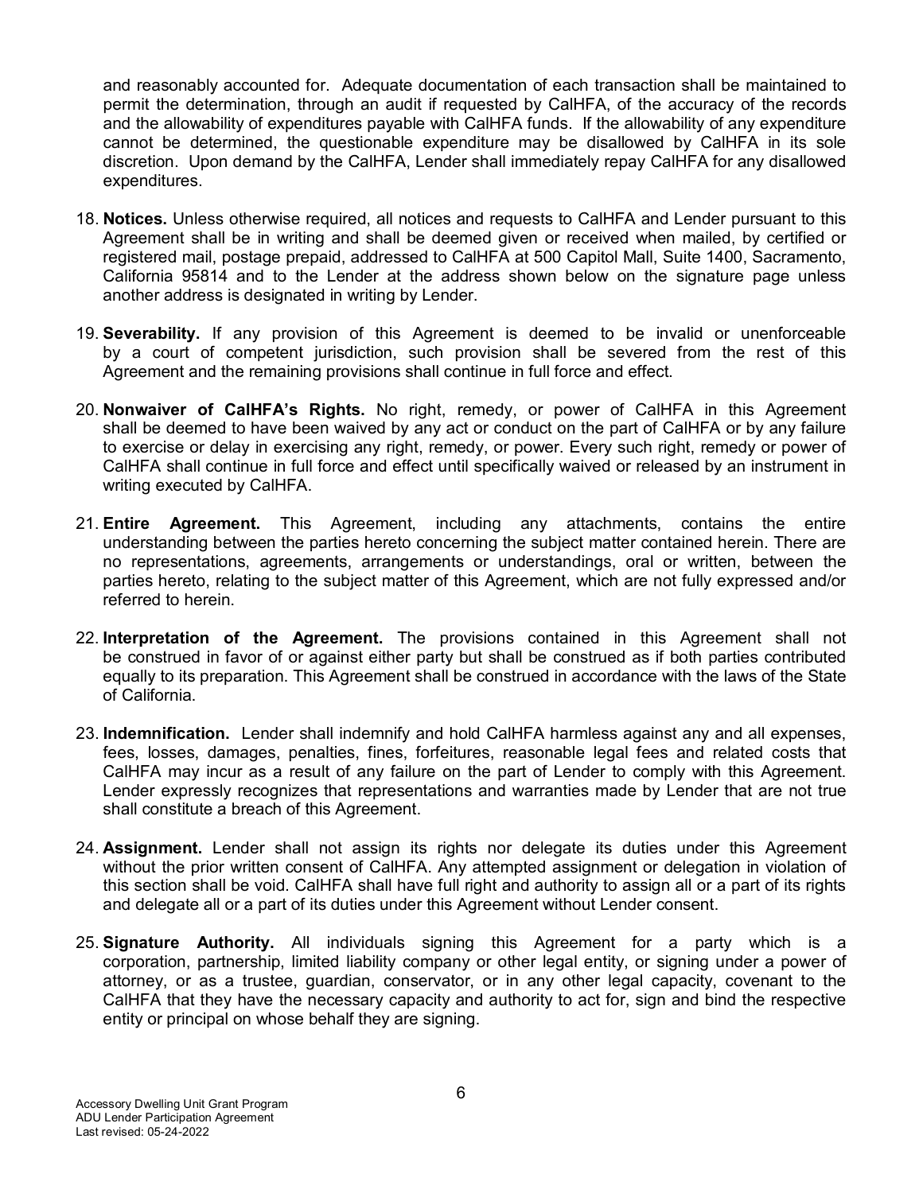and reasonably accounted for. Adequate documentation of each transaction shall be maintained to permit the determination, through an audit if requested by CalHFA, of the accuracy of the records and the allowability of expenditures payable with CalHFA funds. If the allowability of any expenditure cannot be determined, the questionable expenditure may be disallowed by CalHFA in its sole discretion. Upon demand by the CalHFA, Lender shall immediately repay CalHFA for any disallowed expenditures.

18. **Notices.** Unless otherwise required, all notices and requests to CalHFA and Lender pursuant to this Agreement shall be in writing and shall be deemed given or received when mailed, by certified or registered mail, postage prepaid, addressed to CalHFA at 500 Capitol Mall, Suite 1400, Sacramento, California 95814 and to the Lender at the address shown below on the signature page unless another address is designated in writing by Lender.

19. **Severability.** If any provision of this Agreement is deemed to be invalid or unenforceable by a court of competent jurisdiction, such provision shall be severed from the rest of this Agreement and the remaining provisions shall continue in full force and effect.

20. **Nonwaiver of CalHFA's Rights.** No right, remedy, or power of CalHFA in this Agreement shall be deemed to have been waived by any act or conduct on the part of CalHFA or by any failure to exercise or delay in exercising any right, remedy, or power. Every such right, remedy or power of CalHFA shall continue in full force and effect until specifically waived or released by an instrument in writing executed by CalHFA.

21. **Entire Agreement.** This Agreement, including any attachments, contains the entire understanding between the parties hereto concerning the subject matter contained herein. There are no representations, agreements, arrangements or understandings, oral or written, between the parties hereto, relating to the subject matter of this Agreement, which are not fully expressed and/or referred to herein.

22. **Interpretation of the Agreement.** The provisions contained in this Agreement shall not be construed in favor of or against either party but shall be construed as if both parties contributed equally to its preparation. This Agreement shall be construed in accordance with the laws of the State of California.

23. **Indemnification.** Lender shall indemnify and hold CalHFA harmless against any and all expenses, fees, losses, damages, penalties, fines, forfeitures, reasonable legal fees and related costs that CalHFA may incur as a result of any failure on the part of Lender to comply with this Agreement. Lender expressly recognizes that representations and warranties made by Lender that are not true shall constitute a breach of this Agreement.

24. **Assignment.** Lender shall not assign its rights nor delegate its duties under this Agreement without the prior written consent of CalHFA. Any attempted assignment or delegation in violation of this section shall be void. CalHFA shall have full right and authority to assign all or a part of its rights and delegate all or a part of its duties under this Agreement without Lender consent.

25. **Signature Authority.** All individuals signing this Agreement for a party which is a corporation, partnership, limited liability company or other legal entity, or signing under a power of attorney, or as a trustee, guardian, conservator, or in any other legal capacity, covenant to the CalHFA that they have the necessary capacity and authority to act for, sign and bind the respective entity or principal on whose behalf they are signing.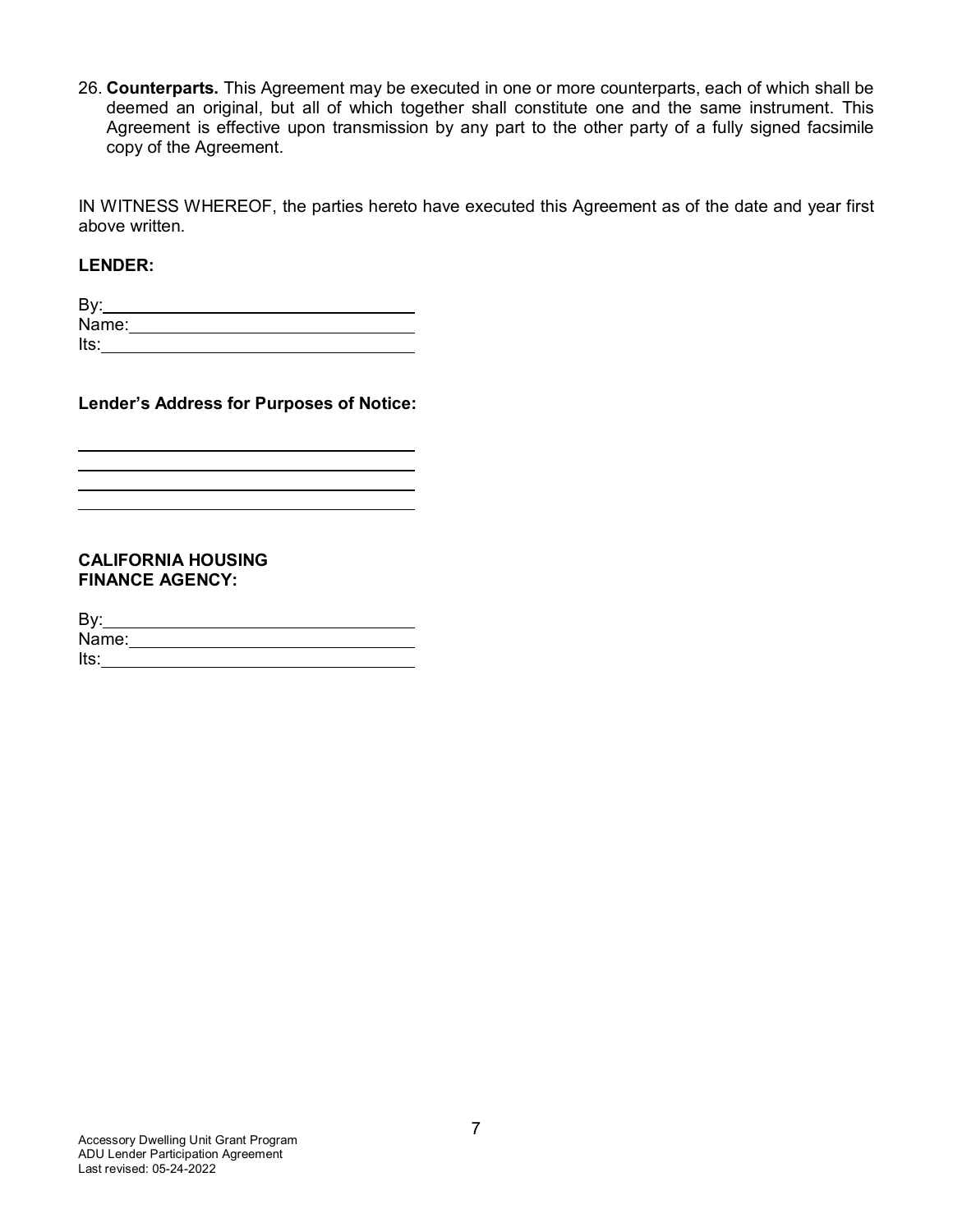26. **Counterparts.** This Agreement may be executed in one or more counterparts, each of which shall be deemed an original, but all of which together shall constitute one and the same instrument. This Agreement is effective upon transmission by any part to the other party of a fully signed facsimile copy of the Agreement.

IN WITNESS WHEREOF, the parties hereto have executed this Agreement as of the date and year first above written.

**LENDER:**

By:\_\_\_\_\_\_\_\_\_\_\_\_\_\_\_\_\_\_\_\_\_\_\_\_\_\_\_\_\_\_\_\_\_\_
Name:\_\_\_\_\_\_\_\_\_\_\_\_\_\_\_\_\_\_\_\_\_\_\_\_\_\_\_\_\_\_\_
Its:\_\_\_\_\_\_\_\_\_\_\_\_\_\_\_\_\_\_\_\_\_\_\_\_\_\_\_\_\_\_\_\_\_

**Lender's Address for Purposes of Notice:**

\_\_\_\_\_\_\_\_\_\_\_\_\_\_\_\_\_\_\_\_\_\_\_\_\_\_\_\_\_\_\_\_\_\_\_\_
\_\_\_\_\_\_\_\_\_\_\_\_\_\_\_\_\_\_\_\_\_\_\_\_\_\_\_\_\_\_\_\_\_\_\_\_
\_\_\_\_\_\_\_\_\_\_\_\_\_\_\_\_\_\_\_\_\_\_\_\_\_\_\_\_\_\_\_\_\_\_\_\_
\_\_\_\_\_\_\_\_\_\_\_\_\_\_\_\_\_\_\_\_\_\_\_\_\_\_\_\_\_\_\_\_\_\_\_\_

**CALIFORNIA HOUSING FINANCE AGENCY:**

By:\_\_\_\_\_\_\_\_\_\_\_\_\_\_\_\_\_\_\_\_\_\_\_\_\_\_\_\_\_\_\_\_\_\_
Name:\_\_\_\_\_\_\_\_\_\_\_\_\_\_\_\_\_\_\_\_\_\_\_\_\_\_\_\_\_\_\_
Its:\_\_\_\_\_\_\_\_\_\_\_\_\_\_\_\_\_\_\_\_\_\_\_\_\_\_\_\_\_\_\_\_\_